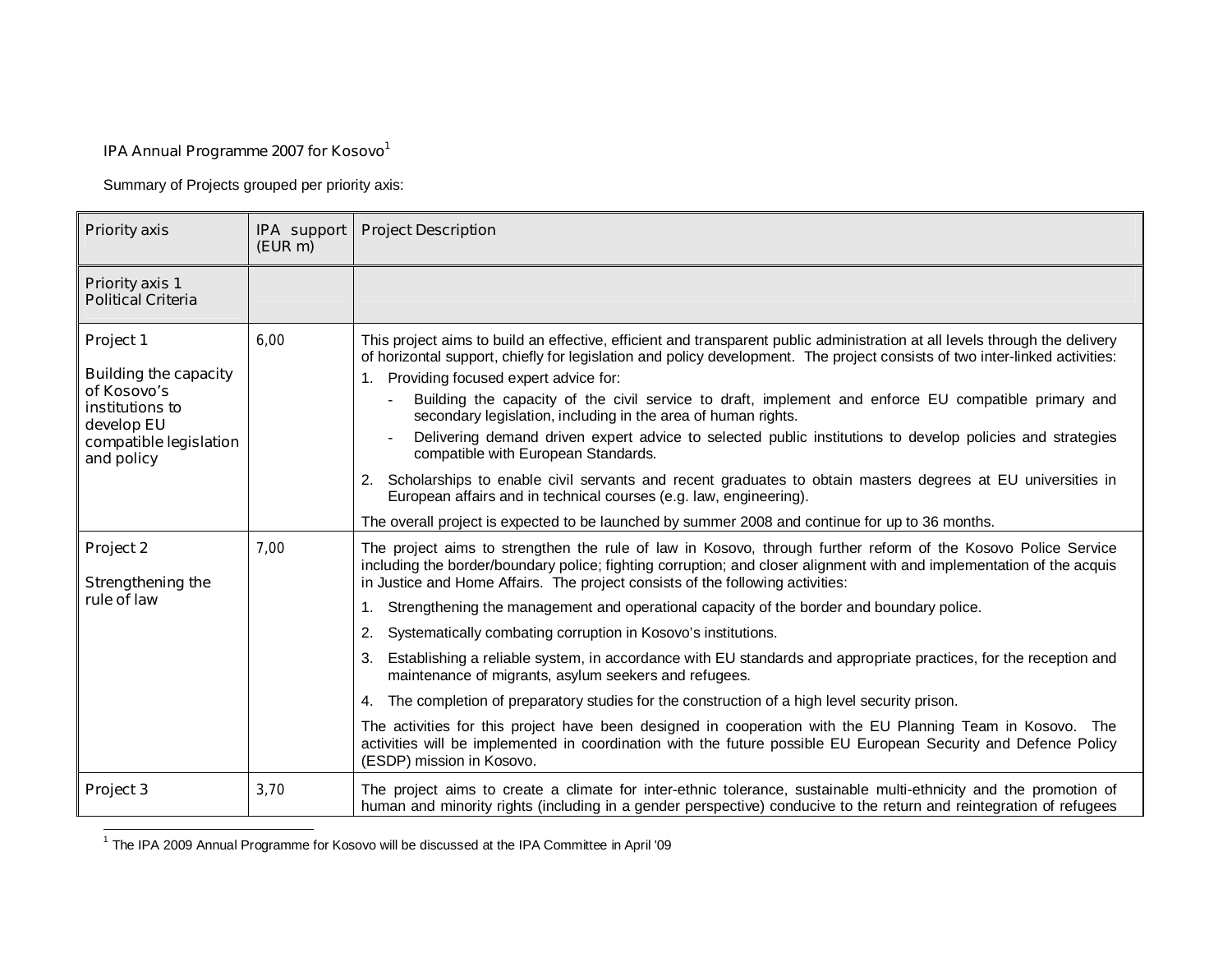IPA Annual Programme 2007 for Kosovo[1]

Summary of Projects grouped per priority axis:

| Priority axis | IPA support (EUR m) | Project Description |
|---|---|---|
| Priority axis 1 Political Criteria | | |
| Project 1<br><br>Building the capacity of Kosovo's institutions to develop EU compatible legislation and policy | 6,00 | This project aims to build an effective, efficient and transparent public administration at all levels through the delivery of horizontal support, chiefly for legislation and policy development. The project consists of two inter-linked activities:<br>1. Providing focused expert advice for:<br>- Building the capacity of the civil service to draft, implement and enforce EU compatible primary and secondary legislation, including in the area of human rights.<br>- Delivering demand driven expert advice to selected public institutions to develop policies and strategies compatible with European Standards.<br>2. Scholarships to enable civil servants and recent graduates to obtain masters degrees at EU universities in European affairs and in technical courses (e.g. law, engineering).<br>The overall project is expected to be launched by summer 2008 and continue for up to 36 months. |
| Project 2<br><br>Strengthening the rule of law | 7,00 | The project aims to strengthen the rule of law in Kosovo, through further reform of the Kosovo Police Service including the border/boundary police; fighting corruption; and closer alignment with and implementation of the acquis in Justice and Home Affairs. The project consists of the following activities:<br>1. Strengthening the management and operational capacity of the border and boundary police.<br>2. Systematically combating corruption in Kosovo's institutions.<br>3. Establishing a reliable system, in accordance with EU standards and appropriate practices, for the reception and maintenance of migrants, asylum seekers and refugees.<br>4. The completion of preparatory studies for the construction of a high level security prison.<br>The activities for this project have been designed in cooperation with the EU Planning Team in Kosovo. The activities will be implemented in coordination with the future possible EU European Security and Defence Policy (ESDP) mission in Kosovo. |
| Project 3 | 3,70 | The project aims to create a climate for inter-ethnic tolerance, sustainable multi-ethnicity and the promotion of human and minority rights (including in a gender perspective) conducive to the return and reintegration of refugees |

[1] The IPA 2009 Annual Programme for Kosovo will be discussed at the IPA Committee in April '09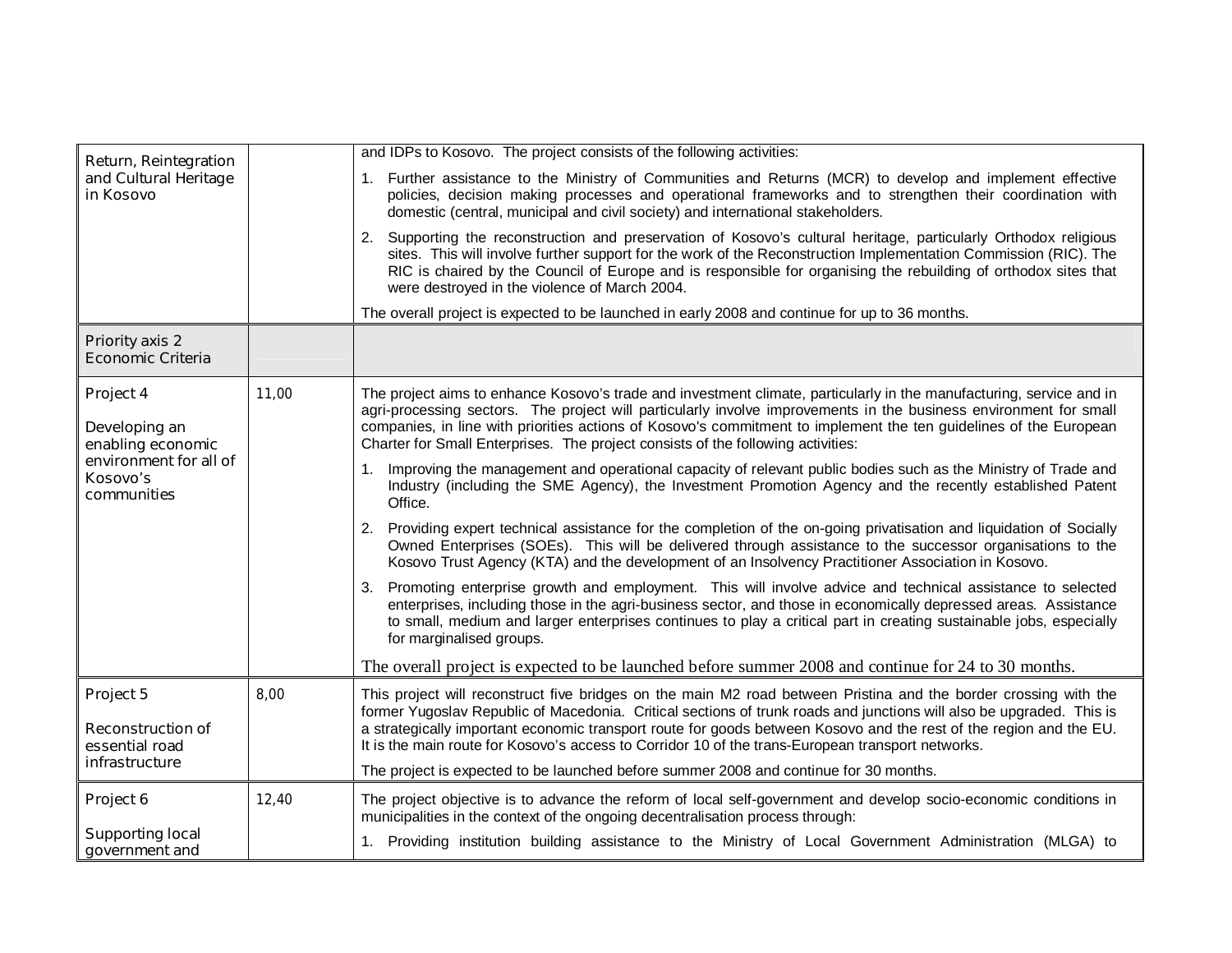| | | |
|---|---|---|
| Return, Reintegration and Cultural Heritage in Kosovo | | and IDPs to Kosovo. The project consists of the following activities:<br><br>1. Further assistance to the Ministry of Communities and Returns (MCR) to develop and implement effective policies, decision making processes and operational frameworks and to strengthen their coordination with domestic (central, municipal and civil society) and international stakeholders.<br><br>2. Supporting the reconstruction and preservation of Kosovo's cultural heritage, particularly Orthodox religious sites. This will involve further support for the work of the Reconstruction Implementation Commission (RIC). The RIC is chaired by the Council of Europe and is responsible for organising the rebuilding of orthodox sites that were destroyed in the violence of March 2004.<br><br>The overall project is expected to be launched in early 2008 and continue for up to 36 months. |
| Priority axis 2<br>Economic Criteria | | |
| Project 4<br><br>Developing an enabling economic environment for all of Kosovo's communities | 11,00 | The project aims to enhance Kosovo's trade and investment climate, particularly in the manufacturing, service and in agri-processing sectors. The project will particularly involve improvements in the business environment for small companies, in line with priorities actions of Kosovo's commitment to implement the ten guidelines of the European Charter for Small Enterprises. The project consists of the following activities:<br><br>1. Improving the management and operational capacity of relevant public bodies such as the Ministry of Trade and Industry (including the SME Agency), the Investment Promotion Agency and the recently established Patent Office.<br><br>2. Providing expert technical assistance for the completion of the on-going privatisation and liquidation of Socially Owned Enterprises (SOEs). This will be delivered through assistance to the successor organisations to the Kosovo Trust Agency (KTA) and the development of an Insolvency Practitioner Association in Kosovo.<br><br>3. Promoting enterprise growth and employment. This will involve advice and technical assistance to selected enterprises, including those in the agri-business sector, and those in economically depressed areas. Assistance to small, medium and larger enterprises continues to play a critical part in creating sustainable jobs, especially for marginalised groups.<br><br>The overall project is expected to be launched before summer 2008 and continue for 24 to 30 months. |
| Project 5<br><br>Reconstruction of essential road infrastructure | 8,00 | This project will reconstruct five bridges on the main M2 road between Pristina and the border crossing with the former Yugoslav Republic of Macedonia. Critical sections of trunk roads and junctions will also be upgraded. This is a strategically important economic transport route for goods between Kosovo and the rest of the region and the EU. It is the main route for Kosovo's access to Corridor 10 of the trans-European transport networks.<br><br>The project is expected to be launched before summer 2008 and continue for 30 months. |
| Project 6<br><br>Supporting local government and | 12,40 | The project objective is to advance the reform of local self-government and develop socio-economic conditions in municipalities in the context of the ongoing decentralisation process through:<br><br>1. Providing institution building assistance to the Ministry of Local Government Administration (MLGA) to |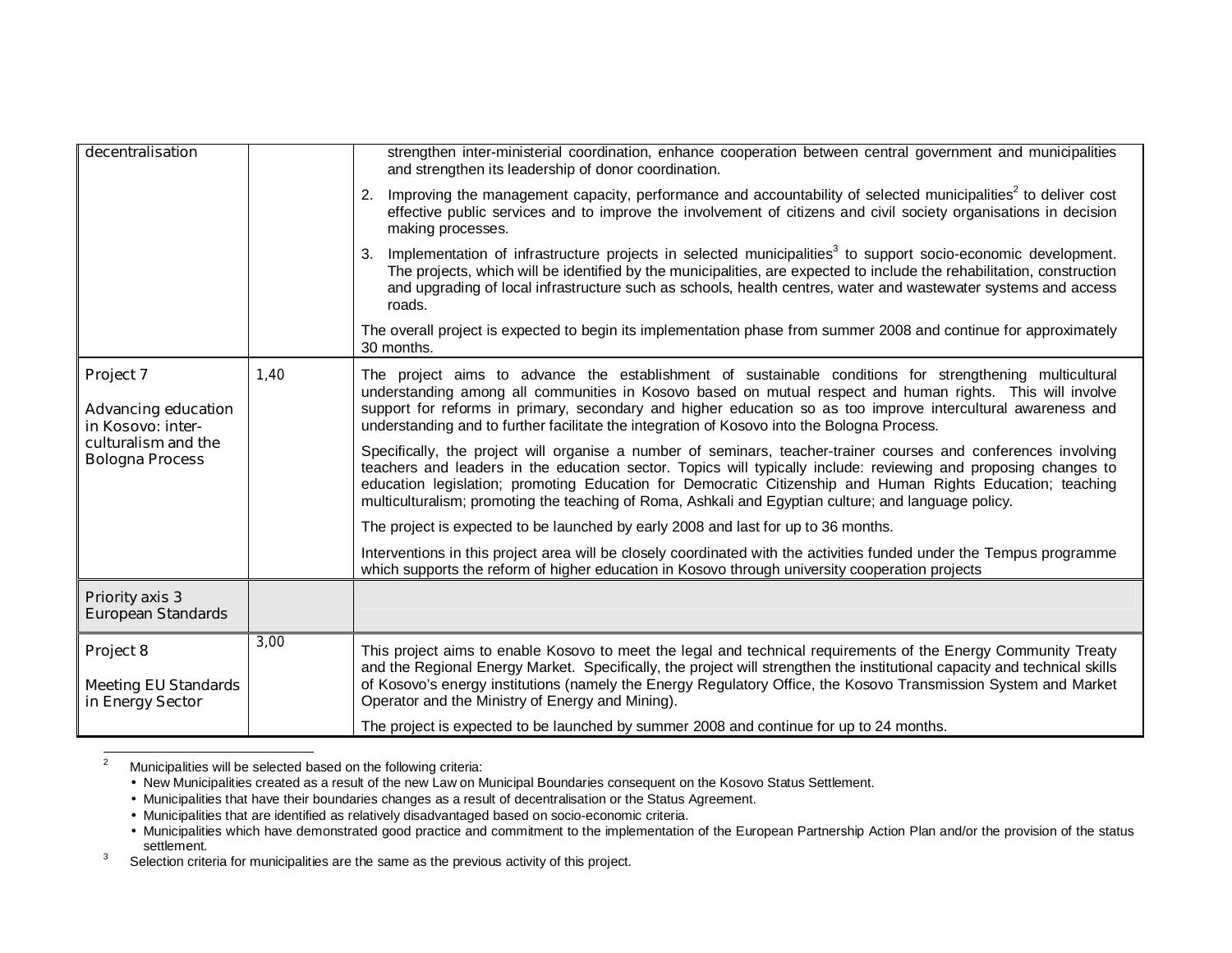| decentralisation | | strengthen inter-ministerial coordination, enhance cooperation between central government and municipalities and strengthen its leadership of donor coordination.<br><br>2. Improving the management capacity, performance and accountability of selected municipalities[2] to deliver cost effective public services and to improve the involvement of citizens and civil society organisations in decision making processes.<br><br>3. Implementation of infrastructure projects in selected municipalities[3] to support socio-economic development. The projects, which will be identified by the municipalities, are expected to include the rehabilitation, construction and upgrading of local infrastructure such as schools, health centres, water and wastewater systems and access roads.<br><br>The overall project is expected to begin its implementation phase from summer 2008 and continue for approximately 30 months. |
|---|---|---|
| Project 7<br><br>Advancing education in Kosovo: inter-culturalism and the Bologna Process | 1,40 | The project aims to advance the establishment of sustainable conditions for strengthening multicultural understanding among all communities in Kosovo based on mutual respect and human rights. This will involve support for reforms in primary, secondary and higher education so as too improve intercultural awareness and understanding and to further facilitate the integration of Kosovo into the Bologna Process.<br><br>Specifically, the project will organise a number of seminars, teacher-trainer courses and conferences involving teachers and leaders in the education sector. Topics will typically include: reviewing and proposing changes to education legislation; promoting Education for Democratic Citizenship and Human Rights Education; teaching multiculturalism; promoting the teaching of Roma, Ashkali and Egyptian culture; and language policy.<br><br>The project is expected to be launched by early 2008 and last for up to 36 months.<br><br>Interventions in this project area will be closely coordinated with the activities funded under the Tempus programme which supports the reform of higher education in Kosovo through university cooperation projects |
| Priority axis 3<br>European Standards | | |
| Project 8<br><br>Meeting EU Standards in Energy Sector | 3,00 | This project aims to enable Kosovo to meet the legal and technical requirements of the Energy Community Treaty and the Regional Energy Market. Specifically, the project will strengthen the institutional capacity and technical skills of Kosovo's energy institutions (namely the Energy Regulatory Office, the Kosovo Transmission System and Market Operator and the Ministry of Energy and Mining).<br><br>The project is expected to be launched by summer 2008 and continue for up to 24 months. |

[2] Municipalities will be selected based on the following criteria:

- New Municipalities created as a result of the new Law on Municipal Boundaries consequent on the Kosovo Status Settlement.
- Municipalities that have their boundaries changes as a result of decentralisation or the Status Agreement.
- Municipalities that are identified as relatively disadvantaged based on socio-economic criteria.
- Municipalities which have demonstrated good practice and commitment to the implementation of the European Partnership Action Plan and/or the provision of the status settlement.

[3] Selection criteria for municipalities are the same as the previous activity of this project.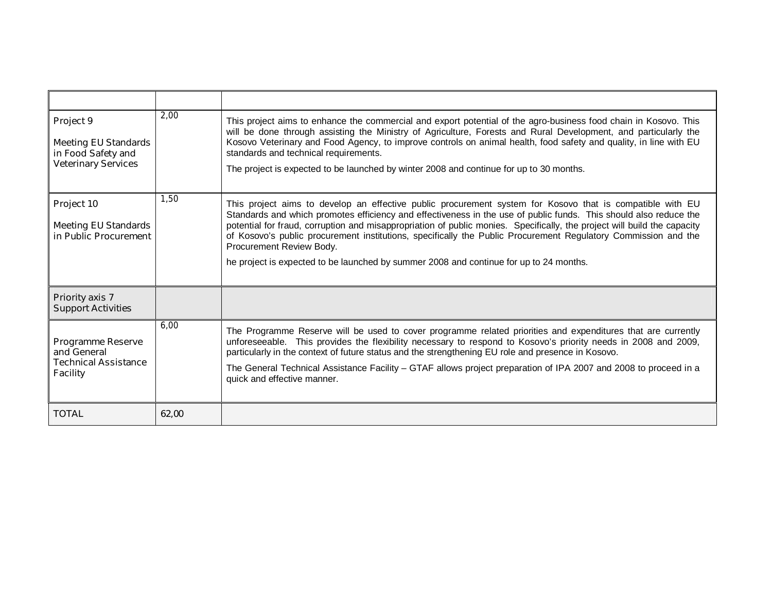| | | |
|---|---|---|
| Project 9<br><br>Meeting EU Standards in Food Safety and Veterinary Services | 2,00 | This project aims to enhance the commercial and export potential of the agro-business food chain in Kosovo. This will be done through assisting the Ministry of Agriculture, Forests and Rural Development, and particularly the Kosovo Veterinary and Food Agency, to improve controls on animal health, food safety and quality, in line with EU standards and technical requirements.<br><br>The project is expected to be launched by winter 2008 and continue for up to 30 months. |
| Project 10<br><br>Meeting EU Standards in Public Procurement | 1,50 | This project aims to develop an effective public procurement system for Kosovo that is compatible with EU Standards and which promotes efficiency and effectiveness in the use of public funds. This should also reduce the potential for fraud, corruption and misappropriation of public monies. Specifically, the project will build the capacity of Kosovo's public procurement institutions, specifically the Public Procurement Regulatory Commission and the Procurement Review Body.<br><br>he project is expected to be launched by summer 2008 and continue for up to 24 months. |
| Priority axis 7 Support Activities | | |
| Programme Reserve and General Technical Assistance Facility | 6,00 | The Programme Reserve will be used to cover programme related priorities and expenditures that are currently unforeseeable. This provides the flexibility necessary to respond to Kosovo's priority needs in 2008 and 2009, particularly in the context of future status and the strengthening EU role and presence in Kosovo.<br><br>The General Technical Assistance Facility – GTAF allows project preparation of IPA 2007 and 2008 to proceed in a quick and effective manner. |
| TOTAL | 62,00 | |